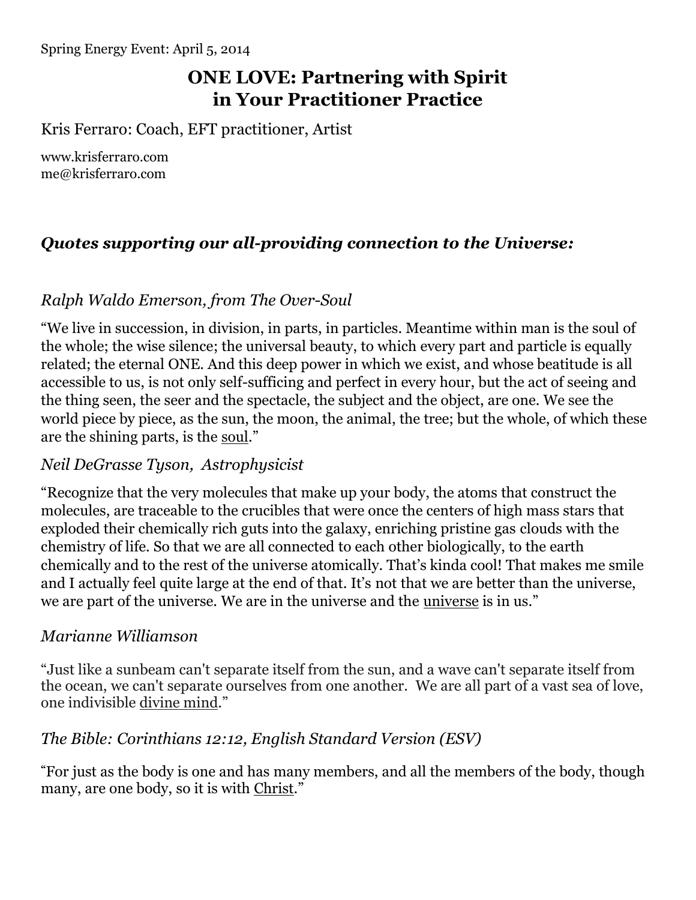Spring Energy Event: April 5, 2014

# ONE LOVE: Partnering with Spirit in Your Practitioner Practice

Kris Ferraro: Coach, EFT practitioner, Artist

www.krisferraro.com
me@krisferraro.com

## *Quotes supporting our all-providing connection to the Universe:*

### *Ralph Waldo Emerson, from The Over-Soul*

"We live in succession, in division, in parts, in particles. Meantime within man is the soul of the whole; the wise silence; the universal beauty, to which every part and particle is equally related; the eternal ONE. And this deep power in which we exist, and whose beatitude is all accessible to us, is not only self-sufficing and perfect in every hour, but the act of seeing and the thing seen, the seer and the spectacle, the subject and the object, are one. We see the world piece by piece, as the sun, the moon, the animal, the tree; but the whole, of which these are the shining parts, is the soul."

### *Neil DeGrasse Tyson, Astrophysicist*

"Recognize that the very molecules that make up your body, the atoms that construct the molecules, are traceable to the crucibles that were once the centers of high mass stars that exploded their chemically rich guts into the galaxy, enriching pristine gas clouds with the chemistry of life. So that we are all connected to each other biologically, to the earth chemically and to the rest of the universe atomically. That's kinda cool! That makes me smile and I actually feel quite large at the end of that. It's not that we are better than the universe, we are part of the universe. We are in the universe and the universe is in us."

### *Marianne Williamson*

"Just like a sunbeam can't separate itself from the sun, and a wave can't separate itself from the ocean, we can't separate ourselves from one another. We are all part of a vast sea of love, one indivisible divine mind."

### *The Bible: Corinthians 12:12, English Standard Version (ESV)*

"For just as the body is one and has many members, and all the members of the body, though many, are one body, so it is with Christ."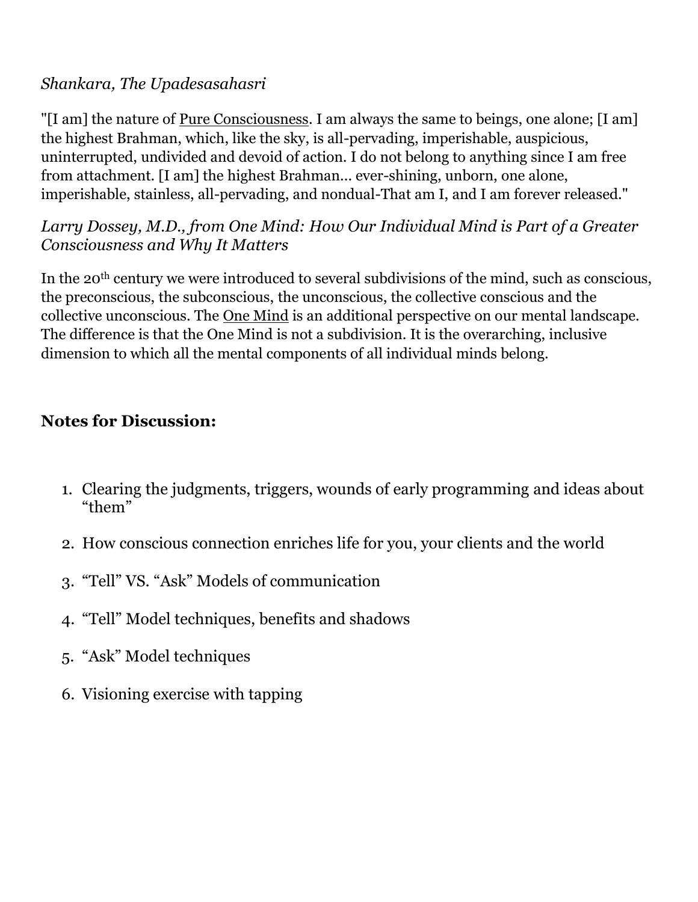*Shankara, The Upadesasahasri*

"[I am] the nature of Pure Consciousness. I am always the same to beings, one alone; [I am] the highest Brahman, which, like the sky, is all-pervading, imperishable, auspicious, uninterrupted, undivided and devoid of action. I do not belong to anything since I am free from attachment. [I am] the highest Brahman... ever-shining, unborn, one alone, imperishable, stainless, all-pervading, and nondual-That am I, and I am forever released."

*Larry Dossey, M.D., from One Mind: How Our Individual Mind is Part of a Greater Consciousness and Why It Matters*

In the 20th century we were introduced to several subdivisions of the mind, such as conscious, the preconscious, the subconscious, the unconscious, the collective conscious and the collective unconscious. The One Mind is an additional perspective on our mental landscape. The difference is that the One Mind is not a subdivision. It is the overarching, inclusive dimension to which all the mental components of all individual minds belong.

**Notes for Discussion:**

1. Clearing the judgments, triggers, wounds of early programming and ideas about "them"
2. How conscious connection enriches life for you, your clients and the world
3. "Tell" VS. "Ask" Models of communication
4. "Tell" Model techniques, benefits and shadows
5. "Ask" Model techniques
6. Visioning exercise with tapping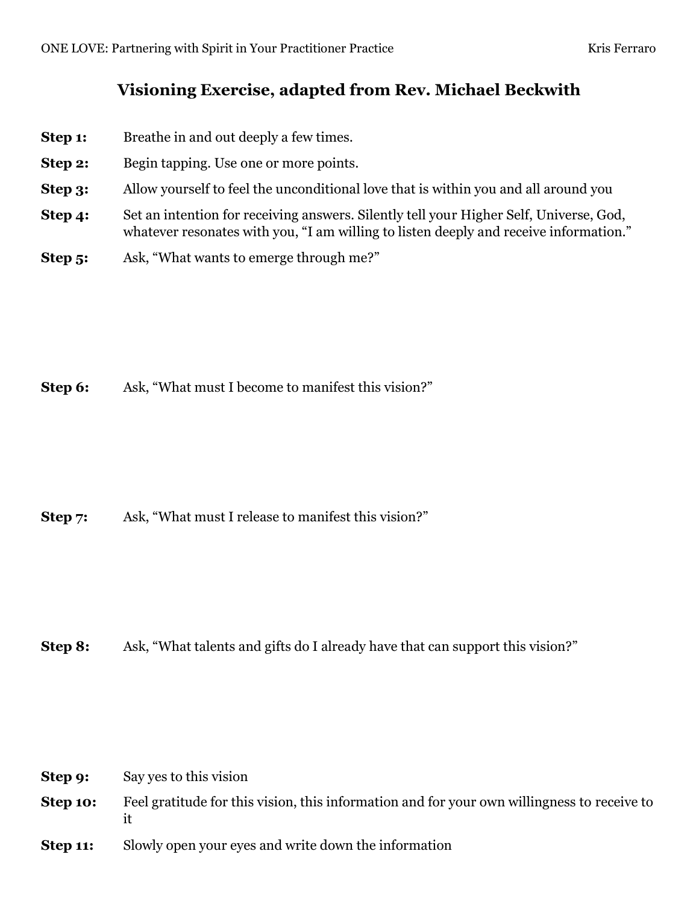## Visioning Exercise, adapted from Rev. Michael Beckwith

**Step 1:** Breathe in and out deeply a few times.

**Step 2:** Begin tapping. Use one or more points.

**Step 3:** Allow yourself to feel the unconditional love that is within you and all around you

**Step 4:** Set an intention for receiving answers. Silently tell your Higher Self, Universe, God, whatever resonates with you, "I am willing to listen deeply and receive information."

**Step 5:** Ask, "What wants to emerge through me?"

**Step 6:** Ask, "What must I become to manifest this vision?"

**Step 7:** Ask, "What must I release to manifest this vision?"

**Step 8:** Ask, "What talents and gifts do I already have that can support this vision?"

**Step 9:** Say yes to this vision

**Step 10:** Feel gratitude for this vision, this information and for your own willingness to receive to it

**Step 11:** Slowly open your eyes and write down the information